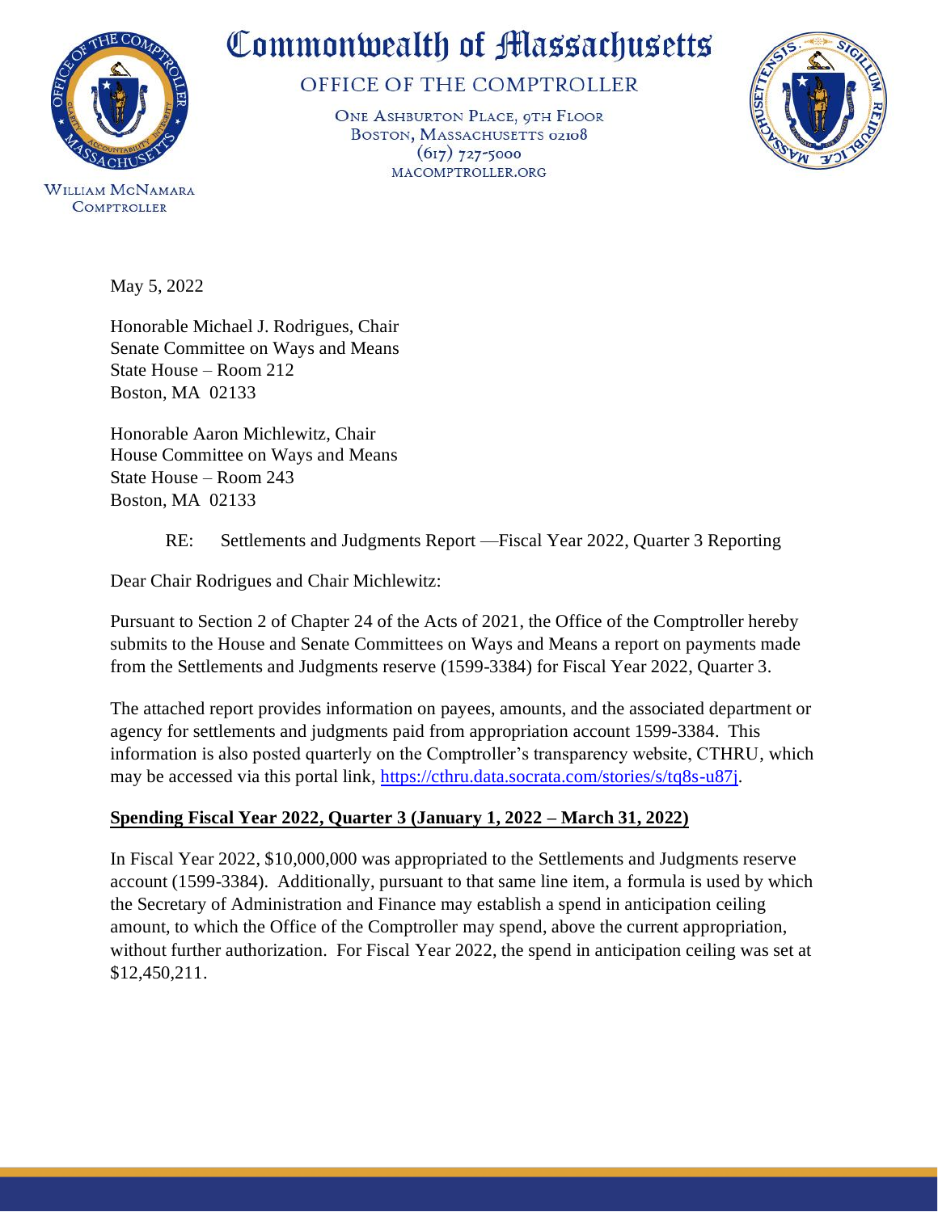# Commonwealth of Massachusetts

OFFICE OF THE COMPTROLLER

ONE ASHBURTON PLACE, 9TH FLOOR
BOSTON, MASSACHUSETTS 02108
(617) 727-5000
MACOMPTROLLER.ORG

WILLIAM MCNAMARA
COMPTROLLER

May 5, 2022

Honorable Michael J. Rodrigues, Chair
Senate Committee on Ways and Means
State House – Room 212
Boston, MA 02133

Honorable Aaron Michlewitz, Chair
House Committee on Ways and Means
State House – Room 243
Boston, MA 02133

RE: Settlements and Judgments Report —Fiscal Year 2022, Quarter 3 Reporting

Dear Chair Rodrigues and Chair Michlewitz:

Pursuant to Section 2 of Chapter 24 of the Acts of 2021, the Office of the Comptroller hereby submits to the House and Senate Committees on Ways and Means a report on payments made from the Settlements and Judgments reserve (1599-3384) for Fiscal Year 2022, Quarter 3.

The attached report provides information on payees, amounts, and the associated department or agency for settlements and judgments paid from appropriation account 1599-3384. This information is also posted quarterly on the Comptroller's transparency website, CTHRU, which may be accessed via this portal link, https://cthru.data.socrata.com/stories/s/tq8s-u87j.

**Spending Fiscal Year 2022, Quarter 3 (January 1, 2022 – March 31, 2022)**

In Fiscal Year 2022, $10,000,000 was appropriated to the Settlements and Judgments reserve account (1599-3384). Additionally, pursuant to that same line item, a formula is used by which the Secretary of Administration and Finance may establish a spend in anticipation ceiling amount, to which the Office of the Comptroller may spend, above the current appropriation, without further authorization. For Fiscal Year 2022, the spend in anticipation ceiling was set at $12,450,211.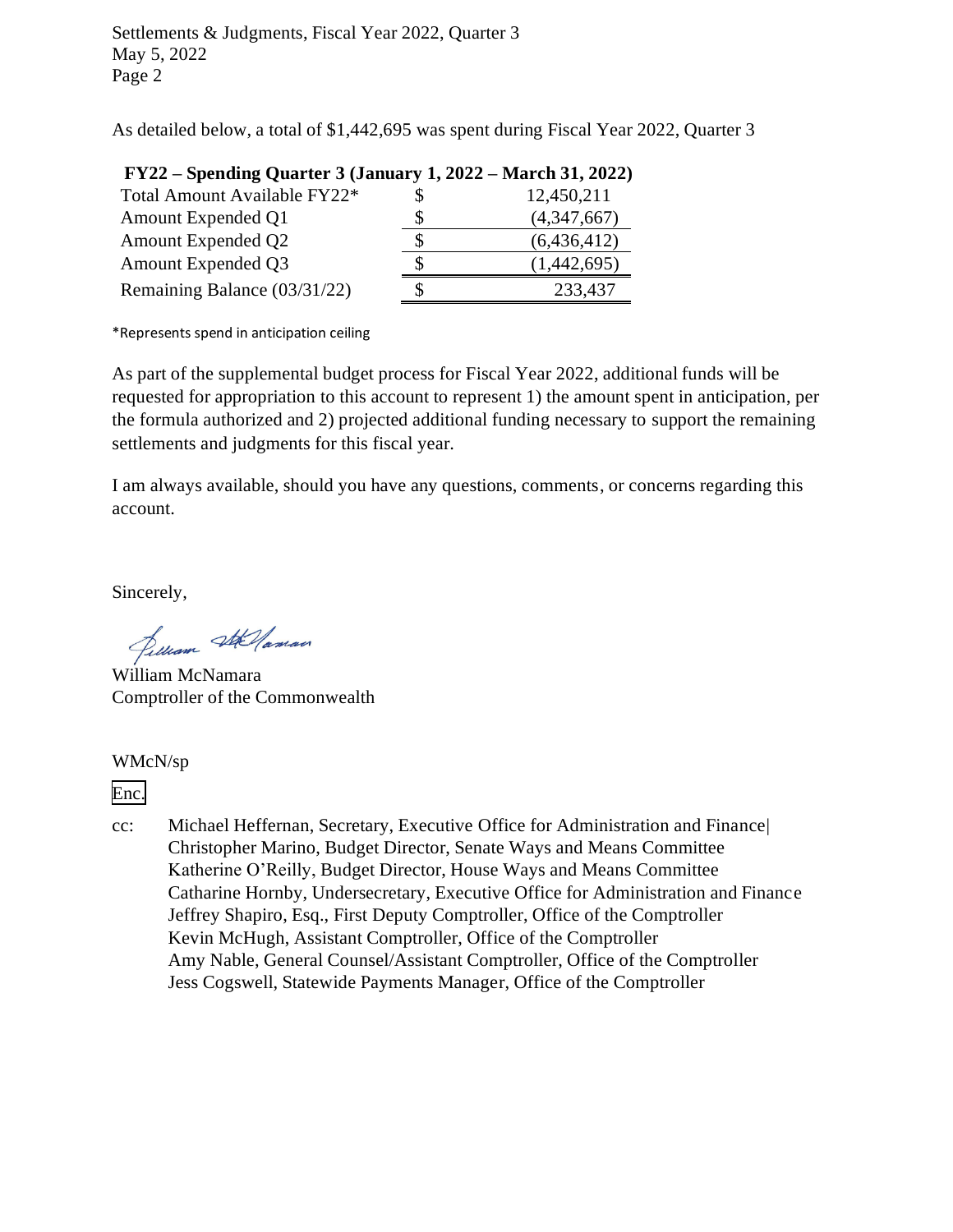As detailed below, a total of $1,442,695 was spent during Fiscal Year 2022, Quarter 3

| **FY22 – Spending Quarter 3 (January 1, 2022 – March 31, 2022)** | | |
|---|---|---|
| Total Amount Available FY22* | $ | 12,450,211 |
| Amount Expended Q1 | $ | (4,347,667) |
| Amount Expended Q2 | $ | (6,436,412) |
| Amount Expended Q3 | $ | (1,442,695) |
| Remaining Balance (03/31/22) | $ | 233,437 |

*Represents spend in anticipation ceiling

As part of the supplemental budget process for Fiscal Year 2022, additional funds will be requested for appropriation to this account to represent 1) the amount spent in anticipation, per the formula authorized and 2) projected additional funding necessary to support the remaining settlements and judgments for this fiscal year.

I am always available, should you have any questions, comments, or concerns regarding this account.

Sincerely,

William McNamara
Comptroller of the Commonwealth

WMcN/sp

Enc.

cc: Michael Heffernan, Secretary, Executive Office for Administration and Finance|
Christopher Marino, Budget Director, Senate Ways and Means Committee
Katherine O'Reilly, Budget Director, House Ways and Means Committee
Catharine Hornby, Undersecretary, Executive Office for Administration and Finance
Jeffrey Shapiro, Esq., First Deputy Comptroller, Office of the Comptroller
Kevin McHugh, Assistant Comptroller, Office of the Comptroller
Amy Nable, General Counsel/Assistant Comptroller, Office of the Comptroller
Jess Cogswell, Statewide Payments Manager, Office of the Comptroller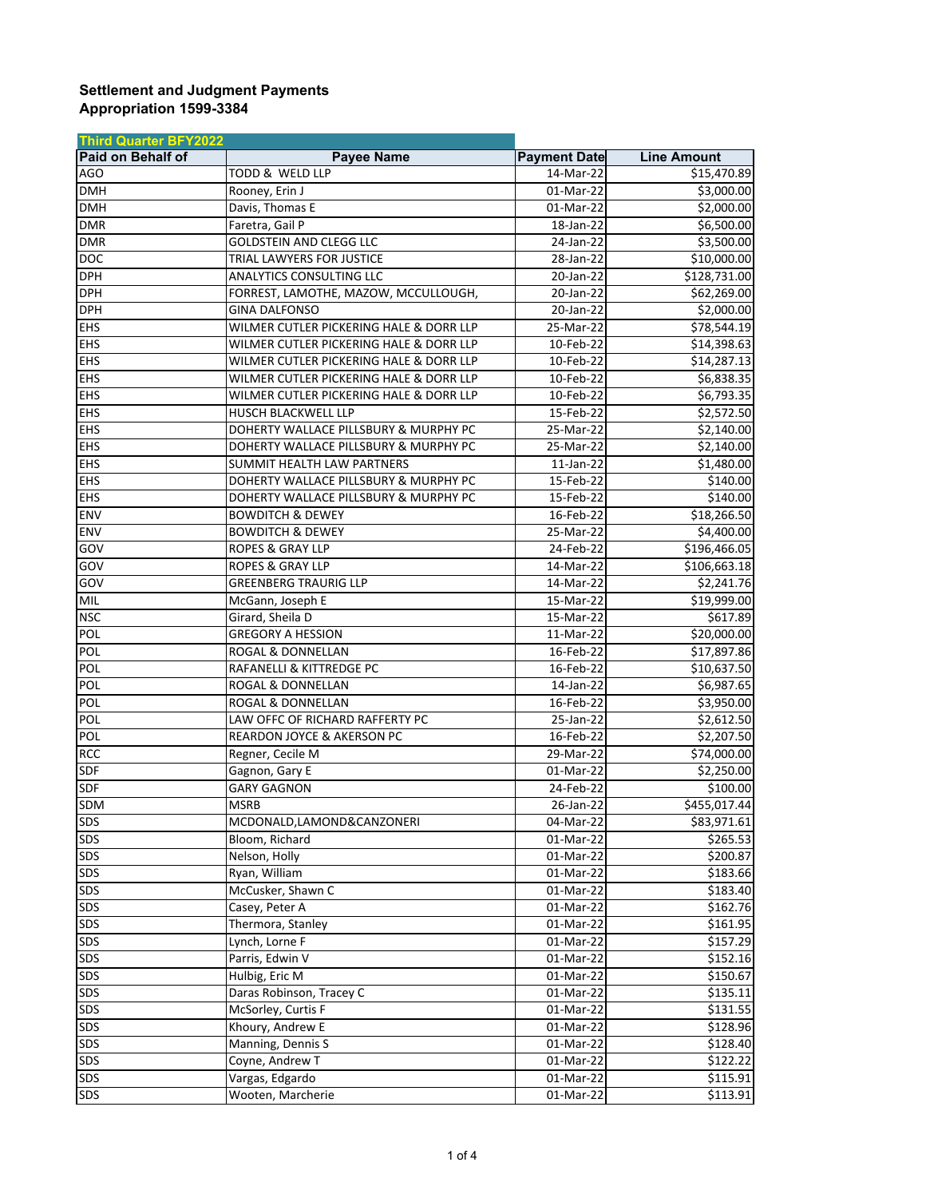## Settlement and Judgment Payments
## Appropriation 1599-3384

**Third Quarter BFY2022**

| Paid on Behalf of | Payee Name | Payment Date | Line Amount |
|---|---|---|---|
| AGO | TODD & WELD LLP | 14-Mar-22 | $15,470.89 |
| DMH | Rooney, Erin J | 01-Mar-22 | $3,000.00 |
| DMH | Davis, Thomas E | 01-Mar-22 | $2,000.00 |
| DMR | Faretra, Gail P | 18-Jan-22 | $6,500.00 |
| DMR | GOLDSTEIN AND CLEGG LLC | 24-Jan-22 | $3,500.00 |
| DOC | TRIAL LAWYERS FOR JUSTICE | 28-Jan-22 | $10,000.00 |
| DPH | ANALYTICS CONSULTING LLC | 20-Jan-22 | $128,731.00 |
| DPH | FORREST, LAMOTHE, MAZOW, MCCULLOUGH, | 20-Jan-22 | $62,269.00 |
| DPH | GINA DALFONSO | 20-Jan-22 | $2,000.00 |
| EHS | WILMER CUTLER PICKERING HALE & DORR LLP | 25-Mar-22 | $78,544.19 |
| EHS | WILMER CUTLER PICKERING HALE & DORR LLP | 10-Feb-22 | $14,398.63 |
| EHS | WILMER CUTLER PICKERING HALE & DORR LLP | 10-Feb-22 | $14,287.13 |
| EHS | WILMER CUTLER PICKERING HALE & DORR LLP | 10-Feb-22 | $6,838.35 |
| EHS | WILMER CUTLER PICKERING HALE & DORR LLP | 10-Feb-22 | $6,793.35 |
| EHS | HUSCH BLACKWELL LLP | 15-Feb-22 | $2,572.50 |
| EHS | DOHERTY WALLACE PILLSBURY & MURPHY PC | 25-Mar-22 | $2,140.00 |
| EHS | DOHERTY WALLACE PILLSBURY & MURPHY PC | 25-Mar-22 | $2,140.00 |
| EHS | SUMMIT HEALTH LAW PARTNERS | 11-Jan-22 | $1,480.00 |
| EHS | DOHERTY WALLACE PILLSBURY & MURPHY PC | 15-Feb-22 | $140.00 |
| EHS | DOHERTY WALLACE PILLSBURY & MURPHY PC | 15-Feb-22 | $140.00 |
| ENV | BOWDITCH & DEWEY | 16-Feb-22 | $18,266.50 |
| ENV | BOWDITCH & DEWEY | 25-Mar-22 | $4,400.00 |
| GOV | ROPES & GRAY LLP | 24-Feb-22 | $196,466.05 |
| GOV | ROPES & GRAY LLP | 14-Mar-22 | $106,663.18 |
| GOV | GREENBERG TRAURIG LLP | 14-Mar-22 | $2,241.76 |
| MIL | McGann, Joseph E | 15-Mar-22 | $19,999.00 |
| NSC | Girard, Sheila D | 15-Mar-22 | $617.89 |
| POL | GREGORY A HESSION | 11-Mar-22 | $20,000.00 |
| POL | ROGAL & DONNELLAN | 16-Feb-22 | $17,897.86 |
| POL | RAFANELLI & KITTREDGE PC | 16-Feb-22 | $10,637.50 |
| POL | ROGAL & DONNELLAN | 14-Jan-22 | $6,987.65 |
| POL | ROGAL & DONNELLAN | 16-Feb-22 | $3,950.00 |
| POL | LAW OFFC OF RICHARD RAFFERTY PC | 25-Jan-22 | $2,612.50 |
| POL | REARDON JOYCE & AKERSON PC | 16-Feb-22 | $2,207.50 |
| RCC | Regner, Cecile M | 29-Mar-22 | $74,000.00 |
| SDF | Gagnon, Gary E | 01-Mar-22 | $2,250.00 |
| SDF | GARY GAGNON | 24-Feb-22 | $100.00 |
| SDM | MSRB | 26-Jan-22 | $455,017.44 |
| SDS | MCDONALD,LAMOND&CANZONERI | 04-Mar-22 | $83,971.61 |
| SDS | Bloom, Richard | 01-Mar-22 | $265.53 |
| SDS | Nelson, Holly | 01-Mar-22 | $200.87 |
| SDS | Ryan, William | 01-Mar-22 | $183.66 |
| SDS | McCusker, Shawn C | 01-Mar-22 | $183.40 |
| SDS | Casey, Peter A | 01-Mar-22 | $162.76 |
| SDS | Thermora, Stanley | 01-Mar-22 | $161.95 |
| SDS | Lynch, Lorne F | 01-Mar-22 | $157.29 |
| SDS | Parris, Edwin V | 01-Mar-22 | $152.16 |
| SDS | Hulbig, Eric M | 01-Mar-22 | $150.67 |
| SDS | Daras Robinson, Tracey C | 01-Mar-22 | $135.11 |
| SDS | McSorley, Curtis F | 01-Mar-22 | $131.55 |
| SDS | Khoury, Andrew E | 01-Mar-22 | $128.96 |
| SDS | Manning, Dennis S | 01-Mar-22 | $128.40 |
| SDS | Coyne, Andrew T | 01-Mar-22 | $122.22 |
| SDS | Vargas, Edgardo | 01-Mar-22 | $115.91 |
| SDS | Wooten, Marcherie | 01-Mar-22 | $113.91 |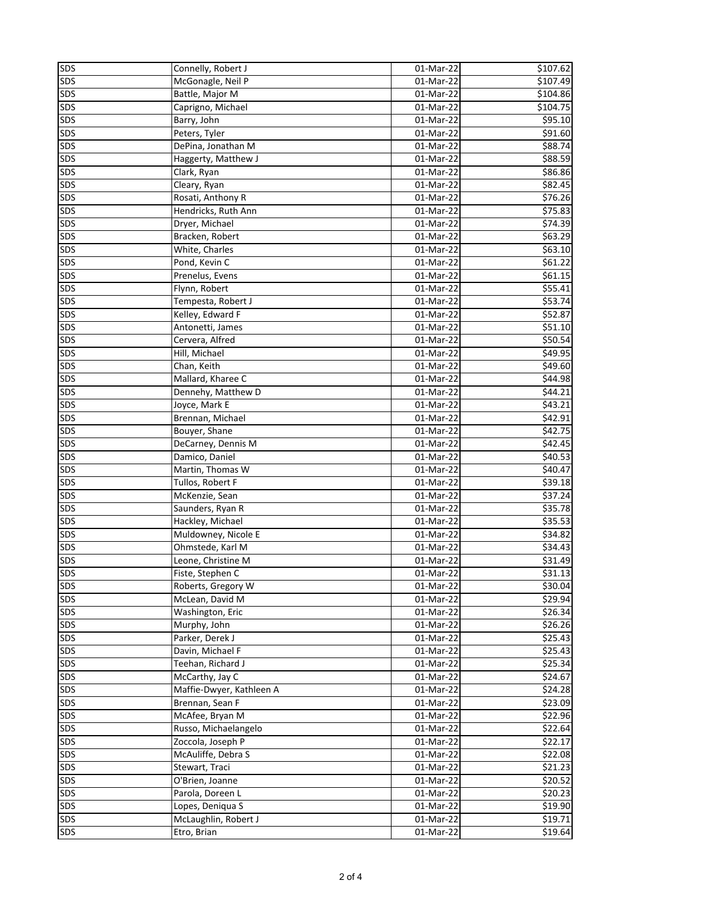| SDS | Connelly, Robert J | 01-Mar-22 | $107.62 |
|---|---|---|---|
| SDS | McGonagle, Neil P | 01-Mar-22 | $107.49 |
| SDS | Battle, Major M | 01-Mar-22 | $104.86 |
| SDS | Caprigno, Michael | 01-Mar-22 | $104.75 |
| SDS | Barry, John | 01-Mar-22 | $95.10 |
| SDS | Peters, Tyler | 01-Mar-22 | $91.60 |
| SDS | DePina, Jonathan M | 01-Mar-22 | $88.74 |
| SDS | Haggerty, Matthew J | 01-Mar-22 | $88.59 |
| SDS | Clark, Ryan | 01-Mar-22 | $86.86 |
| SDS | Cleary, Ryan | 01-Mar-22 | $82.45 |
| SDS | Rosati, Anthony R | 01-Mar-22 | $76.26 |
| SDS | Hendricks, Ruth Ann | 01-Mar-22 | $75.83 |
| SDS | Dryer, Michael | 01-Mar-22 | $74.39 |
| SDS | Bracken, Robert | 01-Mar-22 | $63.29 |
| SDS | White, Charles | 01-Mar-22 | $63.10 |
| SDS | Pond, Kevin C | 01-Mar-22 | $61.22 |
| SDS | Prenelus, Evens | 01-Mar-22 | $61.15 |
| SDS | Flynn, Robert | 01-Mar-22 | $55.41 |
| SDS | Tempesta, Robert J | 01-Mar-22 | $53.74 |
| SDS | Kelley, Edward F | 01-Mar-22 | $52.87 |
| SDS | Antonetti, James | 01-Mar-22 | $51.10 |
| SDS | Cervera, Alfred | 01-Mar-22 | $50.54 |
| SDS | Hill, Michael | 01-Mar-22 | $49.95 |
| SDS | Chan, Keith | 01-Mar-22 | $49.60 |
| SDS | Mallard, Kharee C | 01-Mar-22 | $44.98 |
| SDS | Dennehy, Matthew D | 01-Mar-22 | $44.21 |
| SDS | Joyce, Mark E | 01-Mar-22 | $43.21 |
| SDS | Brennan, Michael | 01-Mar-22 | $42.91 |
| SDS | Bouyer, Shane | 01-Mar-22 | $42.75 |
| SDS | DeCarney, Dennis M | 01-Mar-22 | $42.45 |
| SDS | Damico, Daniel | 01-Mar-22 | $40.53 |
| SDS | Martin, Thomas W | 01-Mar-22 | $40.47 |
| SDS | Tullos, Robert F | 01-Mar-22 | $39.18 |
| SDS | McKenzie, Sean | 01-Mar-22 | $37.24 |
| SDS | Saunders, Ryan R | 01-Mar-22 | $35.78 |
| SDS | Hackley, Michael | 01-Mar-22 | $35.53 |
| SDS | Muldowney, Nicole E | 01-Mar-22 | $34.82 |
| SDS | Ohmstede, Karl M | 01-Mar-22 | $34.43 |
| SDS | Leone, Christine M | 01-Mar-22 | $31.49 |
| SDS | Fiste, Stephen C | 01-Mar-22 | $31.13 |
| SDS | Roberts, Gregory W | 01-Mar-22 | $30.04 |
| SDS | McLean, David M | 01-Mar-22 | $29.94 |
| SDS | Washington, Eric | 01-Mar-22 | $26.34 |
| SDS | Murphy, John | 01-Mar-22 | $26.26 |
| SDS | Parker, Derek J | 01-Mar-22 | $25.43 |
| SDS | Davin, Michael F | 01-Mar-22 | $25.43 |
| SDS | Teehan, Richard J | 01-Mar-22 | $25.34 |
| SDS | McCarthy, Jay C | 01-Mar-22 | $24.67 |
| SDS | Maffie-Dwyer, Kathleen A | 01-Mar-22 | $24.28 |
| SDS | Brennan, Sean F | 01-Mar-22 | $23.09 |
| SDS | McAfee, Bryan M | 01-Mar-22 | $22.96 |
| SDS | Russo, Michaelangelo | 01-Mar-22 | $22.64 |
| SDS | Zoccola, Joseph P | 01-Mar-22 | $22.17 |
| SDS | McAuliffe, Debra S | 01-Mar-22 | $22.08 |
| SDS | Stewart, Traci | 01-Mar-22 | $21.23 |
| SDS | O'Brien, Joanne | 01-Mar-22 | $20.52 |
| SDS | Parola, Doreen L | 01-Mar-22 | $20.23 |
| SDS | Lopes, Deniqua S | 01-Mar-22 | $19.90 |
| SDS | McLaughlin, Robert J | 01-Mar-22 | $19.71 |
| SDS | Etro, Brian | 01-Mar-22 | $19.64 |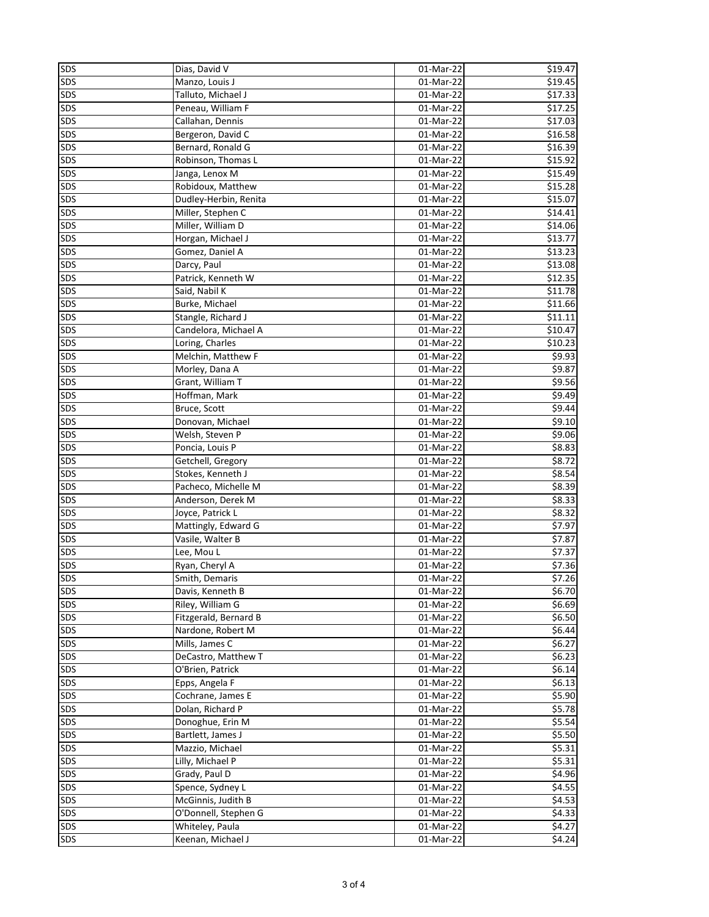| | | | |
|---|---|---|---|
| SDS | Dias, David V | 01-Mar-22 | $19.47 |
| SDS | Manzo, Louis J | 01-Mar-22 | $19.45 |
| SDS | Talluto, Michael J | 01-Mar-22 | $17.33 |
| SDS | Peneau, William F | 01-Mar-22 | $17.25 |
| SDS | Callahan, Dennis | 01-Mar-22 | $17.03 |
| SDS | Bergeron, David C | 01-Mar-22 | $16.58 |
| SDS | Bernard, Ronald G | 01-Mar-22 | $16.39 |
| SDS | Robinson, Thomas L | 01-Mar-22 | $15.92 |
| SDS | Janga, Lenox M | 01-Mar-22 | $15.49 |
| SDS | Robidoux, Matthew | 01-Mar-22 | $15.28 |
| SDS | Dudley-Herbin, Renita | 01-Mar-22 | $15.07 |
| SDS | Miller, Stephen C | 01-Mar-22 | $14.41 |
| SDS | Miller, William D | 01-Mar-22 | $14.06 |
| SDS | Horgan, Michael J | 01-Mar-22 | $13.77 |
| SDS | Gomez, Daniel A | 01-Mar-22 | $13.23 |
| SDS | Darcy, Paul | 01-Mar-22 | $13.08 |
| SDS | Patrick, Kenneth W | 01-Mar-22 | $12.35 |
| SDS | Said, Nabil K | 01-Mar-22 | $11.78 |
| SDS | Burke, Michael | 01-Mar-22 | $11.66 |
| SDS | Stangle, Richard J | 01-Mar-22 | $11.11 |
| SDS | Candelora, Michael A | 01-Mar-22 | $10.47 |
| SDS | Loring, Charles | 01-Mar-22 | $10.23 |
| SDS | Melchin, Matthew F | 01-Mar-22 | $9.93 |
| SDS | Morley, Dana A | 01-Mar-22 | $9.87 |
| SDS | Grant, William T | 01-Mar-22 | $9.56 |
| SDS | Hoffman, Mark | 01-Mar-22 | $9.49 |
| SDS | Bruce, Scott | 01-Mar-22 | $9.44 |
| SDS | Donovan, Michael | 01-Mar-22 | $9.10 |
| SDS | Welsh, Steven P | 01-Mar-22 | $9.06 |
| SDS | Poncia, Louis P | 01-Mar-22 | $8.83 |
| SDS | Getchell, Gregory | 01-Mar-22 | $8.72 |
| SDS | Stokes, Kenneth J | 01-Mar-22 | $8.54 |
| SDS | Pacheco, Michelle M | 01-Mar-22 | $8.39 |
| SDS | Anderson, Derek M | 01-Mar-22 | $8.33 |
| SDS | Joyce, Patrick L | 01-Mar-22 | $8.32 |
| SDS | Mattingly, Edward G | 01-Mar-22 | $7.97 |
| SDS | Vasile, Walter B | 01-Mar-22 | $7.87 |
| SDS | Lee, Mou L | 01-Mar-22 | $7.37 |
| SDS | Ryan, Cheryl A | 01-Mar-22 | $7.36 |
| SDS | Smith, Demaris | 01-Mar-22 | $7.26 |
| SDS | Davis, Kenneth B | 01-Mar-22 | $6.70 |
| SDS | Riley, William G | 01-Mar-22 | $6.69 |
| SDS | Fitzgerald, Bernard B | 01-Mar-22 | $6.50 |
| SDS | Nardone, Robert M | 01-Mar-22 | $6.44 |
| SDS | Mills, James C | 01-Mar-22 | $6.27 |
| SDS | DeCastro, Matthew T | 01-Mar-22 | $6.23 |
| SDS | O'Brien, Patrick | 01-Mar-22 | $6.14 |
| SDS | Epps, Angela F | 01-Mar-22 | $6.13 |
| SDS | Cochrane, James E | 01-Mar-22 | $5.90 |
| SDS | Dolan, Richard P | 01-Mar-22 | $5.78 |
| SDS | Donoghue, Erin M | 01-Mar-22 | $5.54 |
| SDS | Bartlett, James J | 01-Mar-22 | $5.50 |
| SDS | Mazzio, Michael | 01-Mar-22 | $5.31 |
| SDS | Lilly, Michael P | 01-Mar-22 | $5.31 |
| SDS | Grady, Paul D | 01-Mar-22 | $4.96 |
| SDS | Spence, Sydney L | 01-Mar-22 | $4.55 |
| SDS | McGinnis, Judith B | 01-Mar-22 | $4.53 |
| SDS | O'Donnell, Stephen G | 01-Mar-22 | $4.33 |
| SDS | Whiteley, Paula | 01-Mar-22 | $4.27 |
| SDS | Keenan, Michael J | 01-Mar-22 | $4.24 |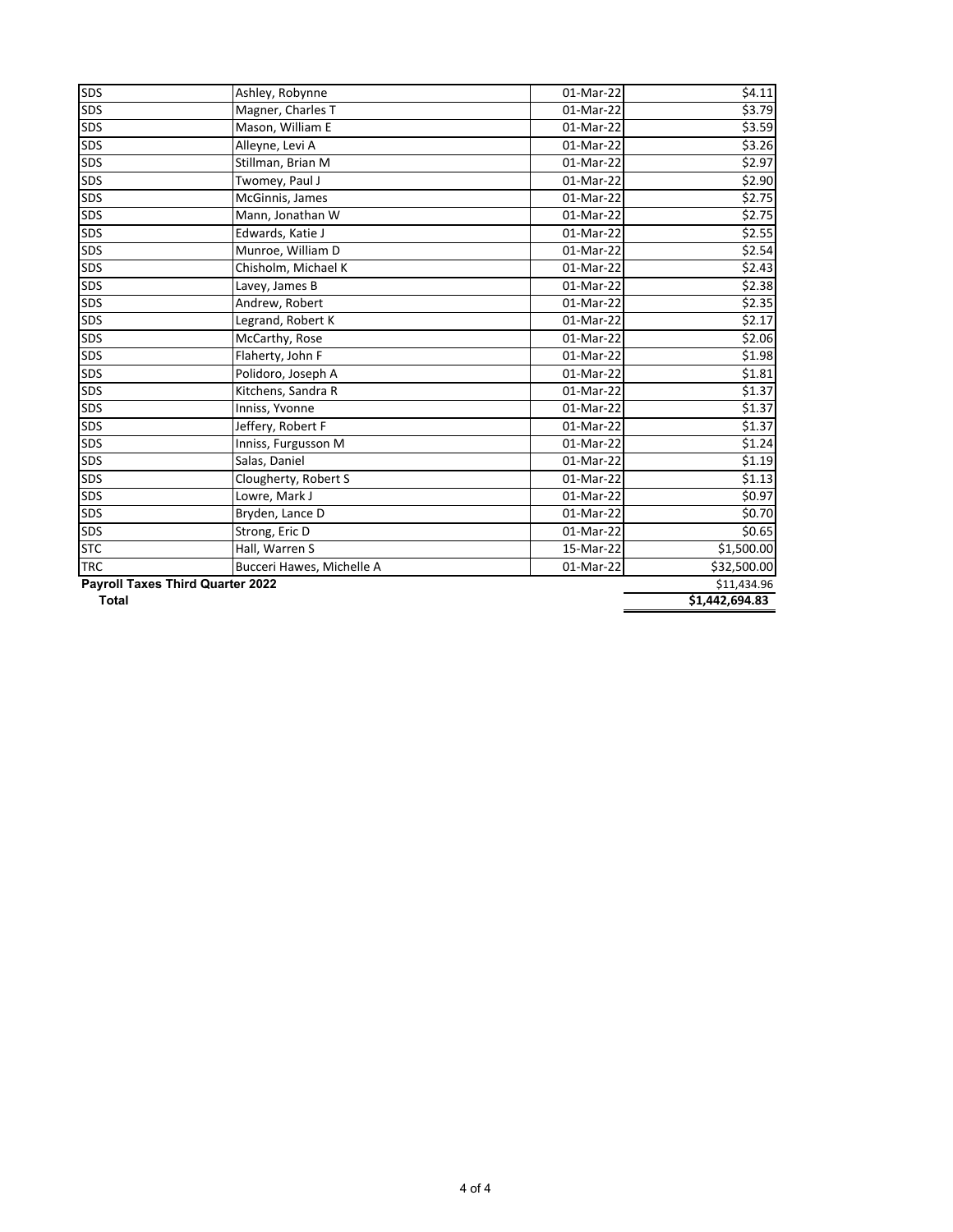| | | | |
|---|---|---|---|
| SDS | Ashley, Robynne | 01-Mar-22 | $4.11 |
| SDS | Magner, Charles T | 01-Mar-22 | $3.79 |
| SDS | Mason, William E | 01-Mar-22 | $3.59 |
| SDS | Alleyne, Levi A | 01-Mar-22 | $3.26 |
| SDS | Stillman, Brian M | 01-Mar-22 | $2.97 |
| SDS | Twomey, Paul J | 01-Mar-22 | $2.90 |
| SDS | McGinnis, James | 01-Mar-22 | $2.75 |
| SDS | Mann, Jonathan W | 01-Mar-22 | $2.75 |
| SDS | Edwards, Katie J | 01-Mar-22 | $2.55 |
| SDS | Munroe, William D | 01-Mar-22 | $2.54 |
| SDS | Chisholm, Michael K | 01-Mar-22 | $2.43 |
| SDS | Lavey, James B | 01-Mar-22 | $2.38 |
| SDS | Andrew, Robert | 01-Mar-22 | $2.35 |
| SDS | Legrand, Robert K | 01-Mar-22 | $2.17 |
| SDS | McCarthy, Rose | 01-Mar-22 | $2.06 |
| SDS | Flaherty, John F | 01-Mar-22 | $1.98 |
| SDS | Polidoro, Joseph A | 01-Mar-22 | $1.81 |
| SDS | Kitchens, Sandra R | 01-Mar-22 | $1.37 |
| SDS | Inniss, Yvonne | 01-Mar-22 | $1.37 |
| SDS | Jeffery, Robert F | 01-Mar-22 | $1.37 |
| SDS | Inniss, Furgusson M | 01-Mar-22 | $1.24 |
| SDS | Salas, Daniel | 01-Mar-22 | $1.19 |
| SDS | Clougherty, Robert S | 01-Mar-22 | $1.13 |
| SDS | Lowre, Mark J | 01-Mar-22 | $0.97 |
| SDS | Bryden, Lance D | 01-Mar-22 | $0.70 |
| SDS | Strong, Eric D | 01-Mar-22 | $0.65 |
| STC | Hall, Warren S | 15-Mar-22 | $1,500.00 |
| TRC | Bucceri Hawes, Michelle A | 01-Mar-22 | $32,500.00 |
| **Payroll Taxes Third Quarter 2022** | | | $11,434.96 |
| **Total** | | | **$1,442,694.83** |